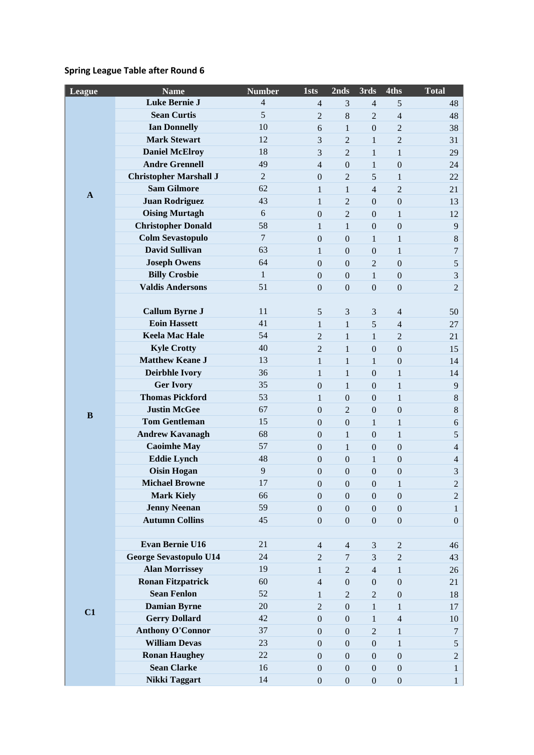**Spring League Table after Round 6**

| League | Name | Number | 1sts | 2nds | 3rds | 4ths | Total |
|---|---|---|---|---|---|---|---|
| A | Luke Bernie J | 4 | 4 | 3 | 4 | 5 | 48 |
| | Sean Curtis | 5 | 2 | 8 | 2 | 4 | 48 |
| | Ian Donnelly | 10 | 6 | 1 | 0 | 2 | 38 |
| | Mark Stewart | 12 | 3 | 2 | 1 | 2 | 31 |
| | Daniel McElroy | 18 | 3 | 2 | 1 | 1 | 29 |
| | Andre Grennell | 49 | 4 | 0 | 1 | 0 | 24 |
| | Christopher Marshall J | 2 | 0 | 2 | 5 | 1 | 22 |
| | Sam Gilmore | 62 | 1 | 1 | 4 | 2 | 21 |
| | Juan Rodriguez | 43 | 1 | 2 | 0 | 0 | 13 |
| | Oising Murtagh | 6 | 0 | 2 | 0 | 1 | 12 |
| | Christopher Donald | 58 | 1 | 1 | 0 | 0 | 9 |
| | Colm Sevastopulo | 7 | 0 | 0 | 1 | 1 | 8 |
| | David Sullivan | 63 | 1 | 0 | 0 | 1 | 7 |
| | Joseph Owens | 64 | 0 | 0 | 2 | 0 | 5 |
| | Billy Crosbie | 1 | 0 | 0 | 1 | 0 | 3 |
| | Valdis Andersons | 51 | 0 | 0 | 0 | 0 | 2 |
| | | | | | | | |
| B | Callum Byrne J | 11 | 5 | 3 | 3 | 4 | 50 |
| | Eoin Hassett | 41 | 1 | 1 | 5 | 4 | 27 |
| | Keela Mac Hale | 54 | 2 | 1 | 1 | 2 | 21 |
| | Kyle Crotty | 40 | 2 | 1 | 0 | 0 | 15 |
| | Matthew Keane J | 13 | 1 | 1 | 1 | 0 | 14 |
| | Deirbhle Ivory | 36 | 1 | 1 | 0 | 1 | 14 |
| | Ger Ivory | 35 | 0 | 1 | 0 | 1 | 9 |
| | Thomas Pickford | 53 | 1 | 0 | 0 | 1 | 8 |
| | Justin McGee | 67 | 0 | 2 | 0 | 0 | 8 |
| | Tom Gentleman | 15 | 0 | 0 | 1 | 1 | 6 |
| | Andrew Kavanagh | 68 | 0 | 1 | 0 | 1 | 5 |
| | Caoimhe May | 57 | 0 | 1 | 0 | 0 | 4 |
| | Eddie Lynch | 48 | 0 | 0 | 1 | 0 | 4 |
| | Oisin Hogan | 9 | 0 | 0 | 0 | 0 | 3 |
| | Michael Browne | 17 | 0 | 0 | 0 | 1 | 2 |
| | Mark Kiely | 66 | 0 | 0 | 0 | 0 | 2 |
| | Jenny Neenan | 59 | 0 | 0 | 0 | 0 | 1 |
| | Autumn Collins | 45 | 0 | 0 | 0 | 0 | 0 |
| | | | | | | | |
| C1 | Evan Bernie U16 | 21 | 4 | 4 | 3 | 2 | 46 |
| | George Sevastopulo U14 | 24 | 2 | 7 | 3 | 2 | 43 |
| | Alan Morrissey | 19 | 1 | 2 | 4 | 1 | 26 |
| | Ronan Fitzpatrick | 60 | 4 | 0 | 0 | 0 | 21 |
| | Sean Fenlon | 52 | 1 | 2 | 2 | 0 | 18 |
| | Damian Byrne | 20 | 2 | 0 | 1 | 1 | 17 |
| | Gerry Dollard | 42 | 0 | 0 | 1 | 4 | 10 |
| | Anthony O'Connor | 37 | 0 | 0 | 2 | 1 | 7 |
| | William Devas | 23 | 0 | 0 | 0 | 1 | 5 |
| | Ronan Haughey | 22 | 0 | 0 | 0 | 0 | 2 |
| | Sean Clarke | 16 | 0 | 0 | 0 | 0 | 1 |
| | Nikki Taggart | 14 | 0 | 0 | 0 | 0 | 1 |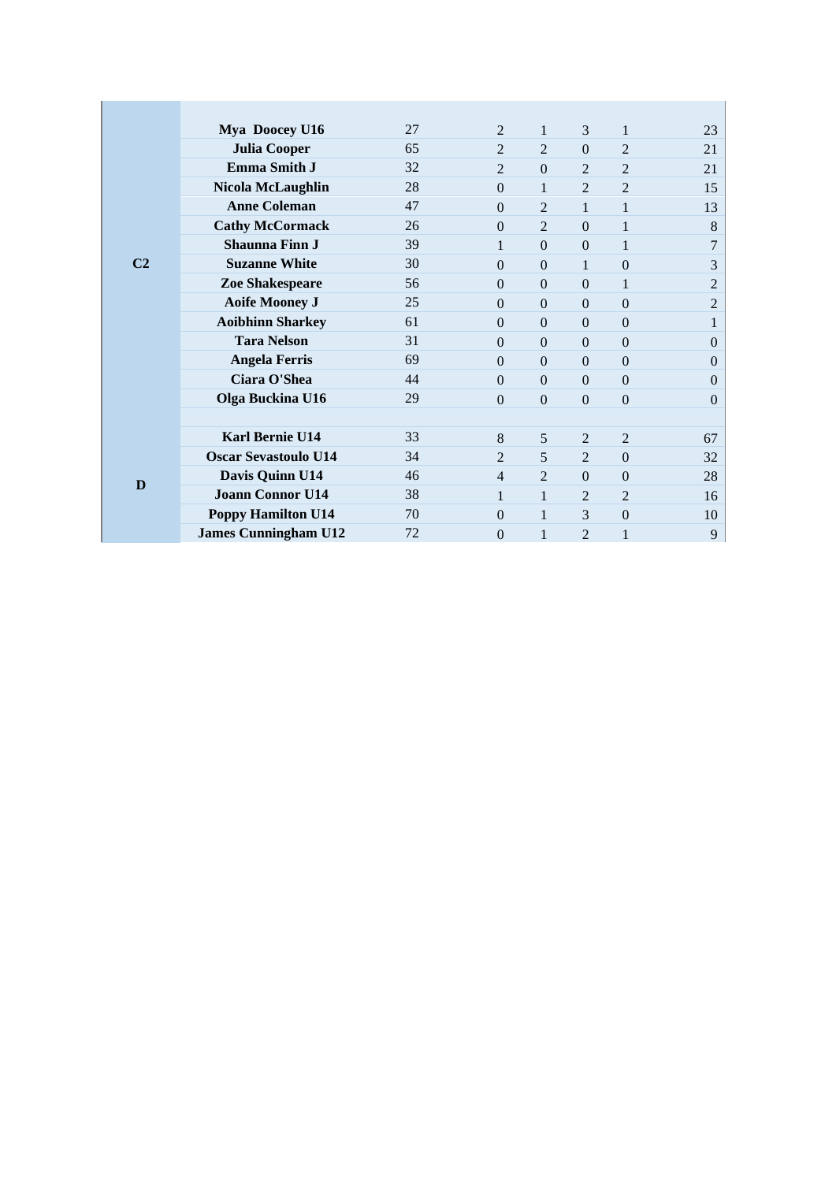| | | | | | | | |
|---|---|---|---|---|---|---|---|
| C2 | **Mya Doocey U16** | 27 | 2 | 1 | 3 | 1 | 23 |
| | **Julia Cooper** | 65 | 2 | 2 | 0 | 2 | 21 |
| | **Emma Smith J** | 32 | 2 | 0 | 2 | 2 | 21 |
| | **Nicola McLaughlin** | 28 | 0 | 1 | 2 | 2 | 15 |
| | **Anne Coleman** | 47 | 0 | 2 | 1 | 1 | 13 |
| | **Cathy McCormack** | 26 | 0 | 2 | 0 | 1 | 8 |
| | **Shaunna Finn J** | 39 | 1 | 0 | 0 | 1 | 7 |
| | **Suzanne White** | 30 | 0 | 0 | 1 | 0 | 3 |
| | **Zoe Shakespeare** | 56 | 0 | 0 | 0 | 1 | 2 |
| | **Aoife Mooney J** | 25 | 0 | 0 | 0 | 0 | 2 |
| | **Aoibhinn Sharkey** | 61 | 0 | 0 | 0 | 0 | 1 |
| | **Tara Nelson** | 31 | 0 | 0 | 0 | 0 | 0 |
| | **Angela Ferris** | 69 | 0 | 0 | 0 | 0 | 0 |
| | **Ciara O'Shea** | 44 | 0 | 0 | 0 | 0 | 0 |
| | **Olga Buckina U16** | 29 | 0 | 0 | 0 | 0 | 0 |
| | | | | | | | |
| D | **Karl Bernie U14** | 33 | 8 | 5 | 2 | 2 | 67 |
| | **Oscar Sevastoulo U14** | 34 | 2 | 5 | 2 | 0 | 32 |
| | **Davis Quinn U14** | 46 | 4 | 2 | 0 | 0 | 28 |
| | **Joann Connor U14** | 38 | 1 | 1 | 2 | 2 | 16 |
| | **Poppy Hamilton U14** | 70 | 0 | 1 | 3 | 0 | 10 |
| | **James Cunningham U12** | 72 | 0 | 1 | 2 | 1 | 9 |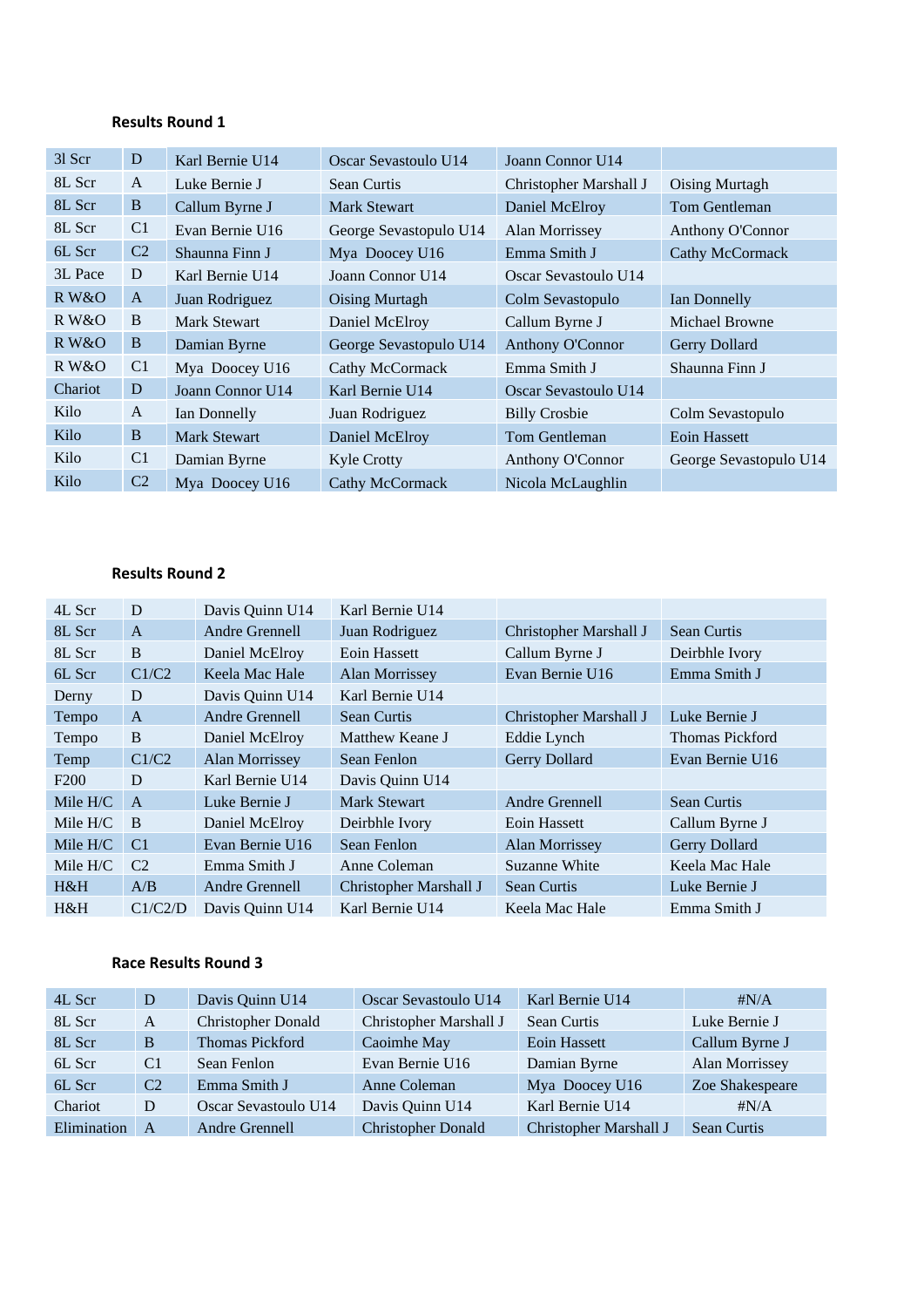**Results Round 1**

| | | | | | |
|---|---|---|---|---|---|
| 3l Scr | D | Karl Bernie U14 | Oscar Sevastoulo U14 | Joann Connor U14 | |
| 8L Scr | A | Luke Bernie J | Sean Curtis | Christopher Marshall J | Oising Murtagh |
| 8L Scr | B | Callum Byrne J | Mark Stewart | Daniel McElroy | Tom Gentleman |
| 8L Scr | C1 | Evan Bernie U16 | George Sevastopulo U14 | Alan Morrissey | Anthony O'Connor |
| 6L Scr | C2 | Shaunna Finn J | Mya Doocey U16 | Emma Smith J | Cathy McCormack |
| 3L Pace | D | Karl Bernie U14 | Joann Connor U14 | Oscar Sevastoulo U14 | |
| R W&O | A | Juan Rodriguez | Oising Murtagh | Colm Sevastopulo | Ian Donnelly |
| R W&O | B | Mark Stewart | Daniel McElroy | Callum Byrne J | Michael Browne |
| R W&O | B | Damian Byrne | George Sevastopulo U14 | Anthony O'Connor | Gerry Dollard |
| R W&O | C1 | Mya Doocey U16 | Cathy McCormack | Emma Smith J | Shaunna Finn J |
| Chariot | D | Joann Connor U14 | Karl Bernie U14 | Oscar Sevastoulo U14 | |
| Kilo | A | Ian Donnelly | Juan Rodriguez | Billy Crosbie | Colm Sevastopulo |
| Kilo | B | Mark Stewart | Daniel McElroy | Tom Gentleman | Eoin Hassett |
| Kilo | C1 | Damian Byrne | Kyle Crotty | Anthony O'Connor | George Sevastopulo U14 |
| Kilo | C2 | Mya Doocey U16 | Cathy McCormack | Nicola McLaughlin | |

**Results Round 2**

| | | | | | |
|---|---|---|---|---|---|
| 4L Scr | D | Davis Quinn U14 | Karl Bernie U14 | | |
| 8L Scr | A | Andre Grennell | Juan Rodriguez | Christopher Marshall J | Sean Curtis |
| 8L Scr | B | Daniel McElroy | Eoin Hassett | Callum Byrne J | Deirbhle Ivory |
| 6L Scr | C1/C2 | Keela Mac Hale | Alan Morrissey | Evan Bernie U16 | Emma Smith J |
| Derny | D | Davis Quinn U14 | Karl Bernie U14 | | |
| Tempo | A | Andre Grennell | Sean Curtis | Christopher Marshall J | Luke Bernie J |
| Tempo | B | Daniel McElroy | Matthew Keane J | Eddie Lynch | Thomas Pickford |
| Temp | C1/C2 | Alan Morrissey | Sean Fenlon | Gerry Dollard | Evan Bernie U16 |
| F200 | D | Karl Bernie U14 | Davis Quinn U14 | | |
| Mile H/C | A | Luke Bernie J | Mark Stewart | Andre Grennell | Sean Curtis |
| Mile H/C | B | Daniel McElroy | Deirbhle Ivory | Eoin Hassett | Callum Byrne J |
| Mile H/C | C1 | Evan Bernie U16 | Sean Fenlon | Alan Morrissey | Gerry Dollard |
| Mile H/C | C2 | Emma Smith J | Anne Coleman | Suzanne White | Keela Mac Hale |
| H&H | A/B | Andre Grennell | Christopher Marshall J | Sean Curtis | Luke Bernie J |
| H&H | C1/C2/D | Davis Quinn U14 | Karl Bernie U14 | Keela Mac Hale | Emma Smith J |

**Race Results Round 3**

| | | | | | |
|---|---|---|---|---|---|
| 4L Scr | D | Davis Quinn U14 | Oscar Sevastoulo U14 | Karl Bernie U14 | #N/A |
| 8L Scr | A | Christopher Donald | Christopher Marshall J | Sean Curtis | Luke Bernie J |
| 8L Scr | B | Thomas Pickford | Caoimhe May | Eoin Hassett | Callum Byrne J |
| 6L Scr | C1 | Sean Fenlon | Evan Bernie U16 | Damian Byrne | Alan Morrissey |
| 6L Scr | C2 | Emma Smith J | Anne Coleman | Mya Doocey U16 | Zoe Shakespeare |
| Chariot | D | Oscar Sevastoulo U14 | Davis Quinn U14 | Karl Bernie U14 | #N/A |
| Elimination | A | Andre Grennell | Christopher Donald | Christopher Marshall J | Sean Curtis |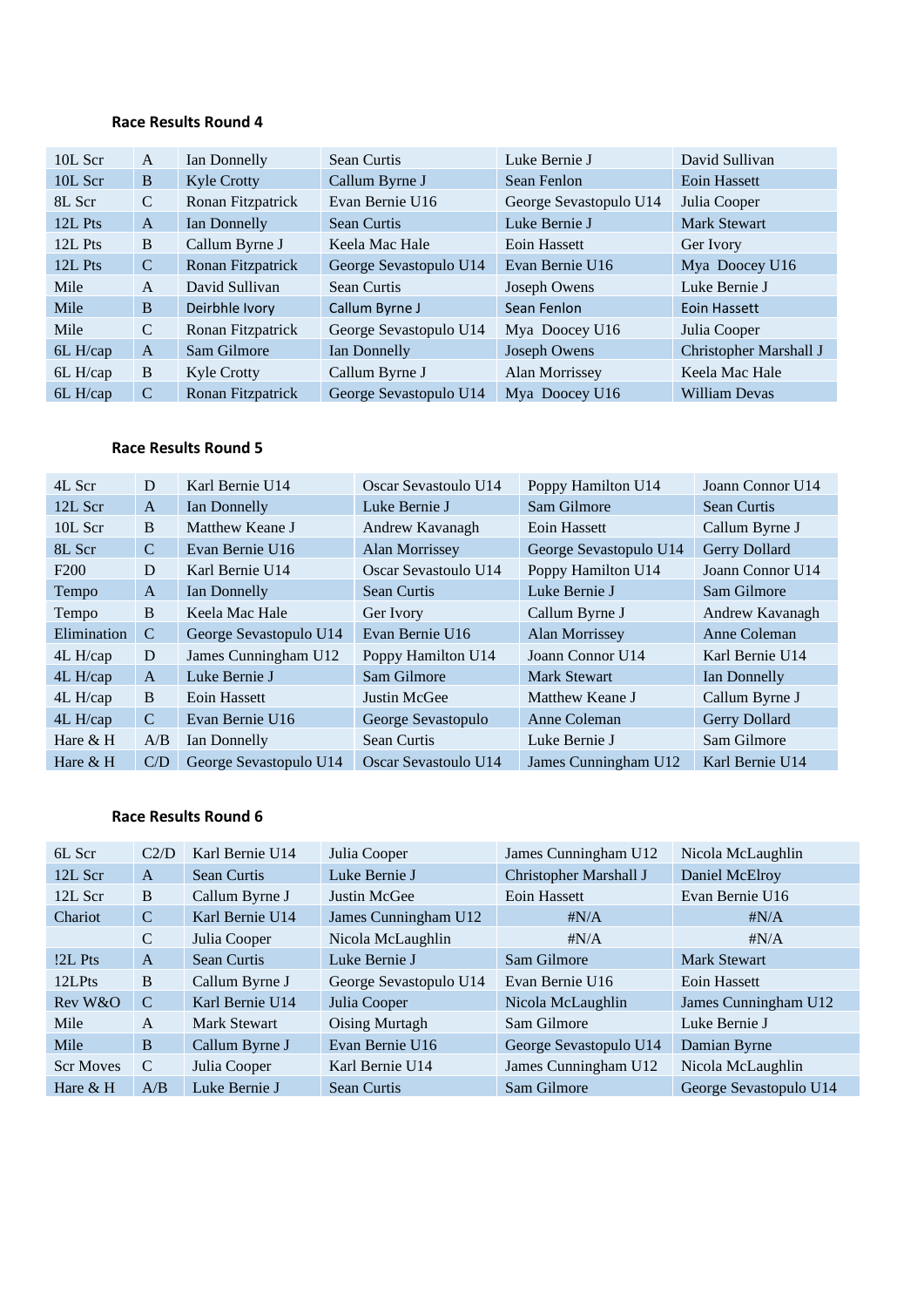**Race Results Round 4**

| | | | | | |
|---|---|---|---|---|---|
| 10L Scr | A | Ian Donnelly | Sean Curtis | Luke Bernie J | David Sullivan |
| 10L Scr | B | Kyle Crotty | Callum Byrne J | Sean Fenlon | Eoin Hassett |
| 8L Scr | C | Ronan Fitzpatrick | Evan Bernie U16 | George Sevastopulo U14 | Julia Cooper |
| 12L Pts | A | Ian Donnelly | Sean Curtis | Luke Bernie J | Mark Stewart |
| 12L Pts | B | Callum Byrne J | Keela Mac Hale | Eoin Hassett | Ger Ivory |
| 12L Pts | C | Ronan Fitzpatrick | George Sevastopulo U14 | Evan Bernie U16 | Mya Doocey U16 |
| Mile | A | David Sullivan | Sean Curtis | Joseph Owens | Luke Bernie J |
| Mile | B | Deirbhle Ivory | Callum Byrne J | Sean Fenlon | Eoin Hassett |
| Mile | C | Ronan Fitzpatrick | George Sevastopulo U14 | Mya Doocey U16 | Julia Cooper |
| 6L H/cap | A | Sam Gilmore | Ian Donnelly | Joseph Owens | Christopher Marshall J |
| 6L H/cap | B | Kyle Crotty | Callum Byrne J | Alan Morrissey | Keela Mac Hale |
| 6L H/cap | C | Ronan Fitzpatrick | George Sevastopulo U14 | Mya Doocey U16 | William Devas |

**Race Results Round 5**

| | | | | | |
|---|---|---|---|---|---|
| 4L Scr | D | Karl Bernie U14 | Oscar Sevastoulo U14 | Poppy Hamilton U14 | Joann Connor U14 |
| 12L Scr | A | Ian Donnelly | Luke Bernie J | Sam Gilmore | Sean Curtis |
| 10L Scr | B | Matthew Keane J | Andrew Kavanagh | Eoin Hassett | Callum Byrne J |
| 8L Scr | C | Evan Bernie U16 | Alan Morrissey | George Sevastopulo U14 | Gerry Dollard |
| F200 | D | Karl Bernie U14 | Oscar Sevastoulo U14 | Poppy Hamilton U14 | Joann Connor U14 |
| Tempo | A | Ian Donnelly | Sean Curtis | Luke Bernie J | Sam Gilmore |
| Tempo | B | Keela Mac Hale | Ger Ivory | Callum Byrne J | Andrew Kavanagh |
| Elimination | C | George Sevastopulo U14 | Evan Bernie U16 | Alan Morrissey | Anne Coleman |
| 4L H/cap | D | James Cunningham U12 | Poppy Hamilton U14 | Joann Connor U14 | Karl Bernie U14 |
| 4L H/cap | A | Luke Bernie J | Sam Gilmore | Mark Stewart | Ian Donnelly |
| 4L H/cap | B | Eoin Hassett | Justin McGee | Matthew Keane J | Callum Byrne J |
| 4L H/cap | C | Evan Bernie U16 | George Sevastopulo | Anne Coleman | Gerry Dollard |
| Hare & H | A/B | Ian Donnelly | Sean Curtis | Luke Bernie J | Sam Gilmore |
| Hare & H | C/D | George Sevastopulo U14 | Oscar Sevastoulo U14 | James Cunningham U12 | Karl Bernie U14 |

**Race Results Round 6**

| | | | | | |
|---|---|---|---|---|---|
| 6L Scr | C2/D | Karl Bernie U14 | Julia Cooper | James Cunningham U12 | Nicola McLaughlin |
| 12L Scr | A | Sean Curtis | Luke Bernie J | Christopher Marshall J | Daniel McElroy |
| 12L Scr | B | Callum Byrne J | Justin McGee | Eoin Hassett | Evan Bernie U16 |
| Chariot | C | Karl Bernie U14 | James Cunningham U12 | #N/A | #N/A |
| | C | Julia Cooper | Nicola McLaughlin | #N/A | #N/A |
| !2L Pts | A | Sean Curtis | Luke Bernie J | Sam Gilmore | Mark Stewart |
| 12LPts | B | Callum Byrne J | George Sevastopulo U14 | Evan Bernie U16 | Eoin Hassett |
| Rev W&O | C | Karl Bernie U14 | Julia Cooper | Nicola McLaughlin | James Cunningham U12 |
| Mile | A | Mark Stewart | Oising Murtagh | Sam Gilmore | Luke Bernie J |
| Mile | B | Callum Byrne J | Evan Bernie U16 | George Sevastopulo U14 | Damian Byrne |
| Scr Moves | C | Julia Cooper | Karl Bernie U14 | James Cunningham U12 | Nicola McLaughlin |
| Hare & H | A/B | Luke Bernie J | Sean Curtis | Sam Gilmore | George Sevastopulo U14 |